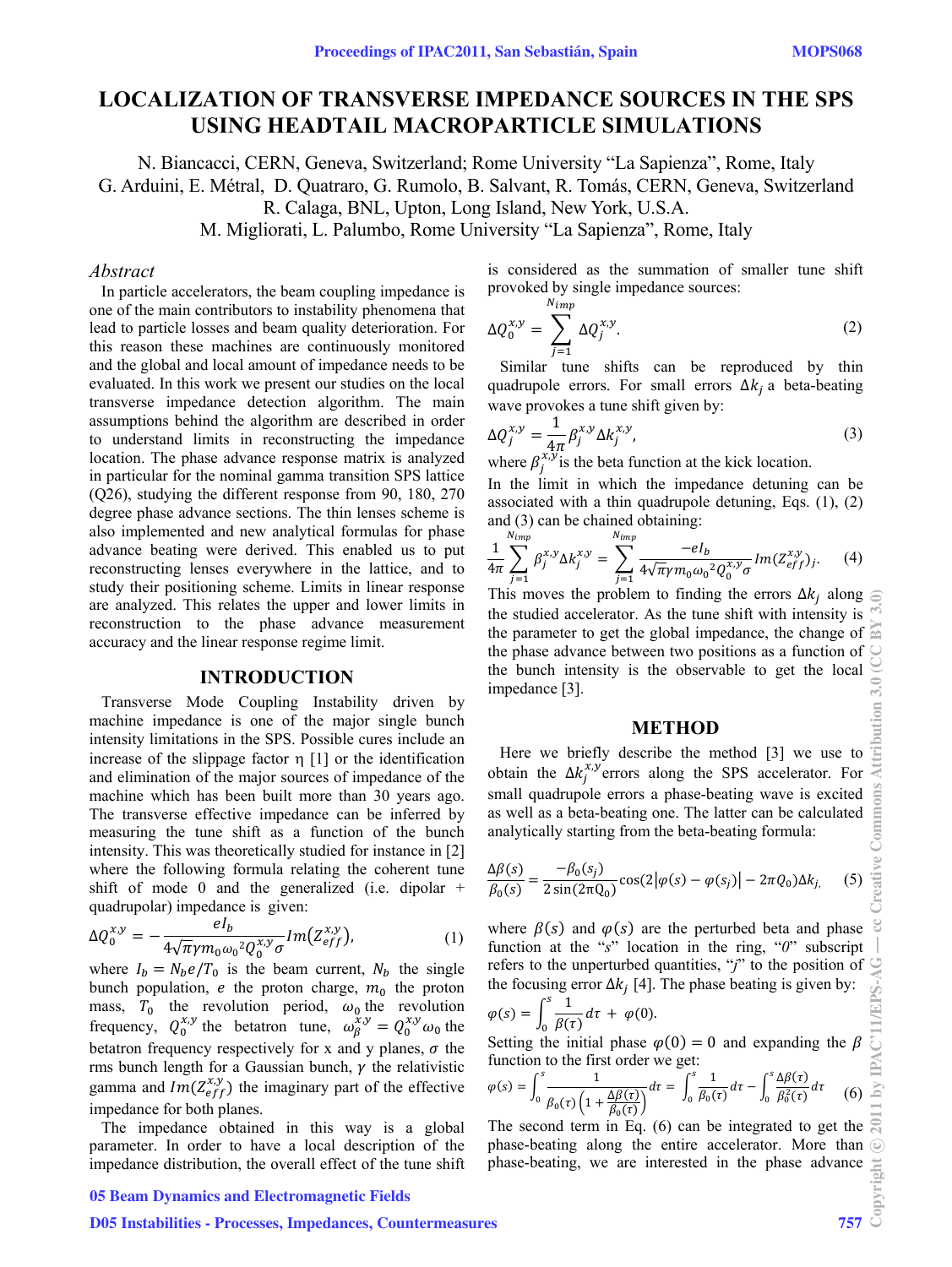# LOCALIZATION OF TRANSVERSE IMPEDANCE SOURCES IN THE SPS USING HEADTAIL MACROPARTICLE SIMULATIONS

N. Biancacci, CERN, Geneva, Switzerland; Rome University "La Sapienza", Rome, Italy
G. Arduini, E. Métral, D. Quatraro, G. Rumolo, B. Salvant, R. Tomás, CERN, Geneva, Switzerland
R. Calaga, BNL, Upton, Long Island, New York, U.S.A.
M. Migliorati, L. Palumbo, Rome University "La Sapienza", Rome, Italy

## Abstract

In particle accelerators, the beam coupling impedance is one of the main contributors to instability phenomena that lead to particle losses and beam quality deterioration. For this reason these machines are continuously monitored and the global and local amount of impedance needs to be evaluated. In this work we present our studies on the local transverse impedance detection algorithm. The main assumptions behind the algorithm are described in order to understand limits in reconstructing the impedance location. The phase advance response matrix is analyzed in particular for the nominal gamma transition SPS lattice (Q26), studying the different response from 90, 180, 270 degree phase advance sections. The thin lenses scheme is also implemented and new analytical formulas for phase advance beating were derived. This enabled us to put reconstructing lenses everywhere in the lattice, and to study their positioning scheme. Limits in linear response are analyzed. This relates the upper and lower limits in reconstruction to the phase advance measurement accuracy and the linear response regime limit.

## INTRODUCTION

Transverse Mode Coupling Instability driven by machine impedance is one of the major single bunch intensity limitations in the SPS. Possible cures include an increase of the slippage factor η [1] or the identification and elimination of the major sources of impedance of the machine which has been built more than 30 years ago. The transverse effective impedance can be inferred by measuring the tune shift as a function of the bunch intensity. This was theoretically studied for instance in [2] where the following formula relating the coherent tune shift of mode 0 and the generalized (i.e. dipolar + quadrupolar) impedance is given:

$$\Delta Q_0^{x,y} = -\frac{eI_b}{4\sqrt{\pi}\gamma m_0 \omega_0{}^2 Q_0^{x,y}\sigma} Im\left(Z_{eff}^{x,y}\right), \tag{1}$$

where $I_b = N_b e/T_0$ is the beam current, $N_b$ the single bunch population, $e$ the proton charge, $m_0$ the proton mass, $T_0$ the revolution period, $\omega_0$ the revolution frequency, $Q_0^{x,y}$ the betatron tune, $\omega_\beta^{x,y} = Q_0^{x,y}\omega_0$ the betatron frequency respectively for x and y planes, $\sigma$ the rms bunch length for a Gaussian bunch, $\gamma$ the relativistic gamma and $Im(Z_{eff}^{x,y})$ the imaginary part of the effective impedance for both planes.

The impedance obtained in this way is a global parameter. In order to have a local description of the impedance distribution, the overall effect of the tune shift is considered as the summation of smaller tune shift provoked by single impedance sources:

$$\Delta Q_0^{x,y} = \sum_{j=1}^{N_{imp}} \Delta Q_j^{x,y}. \tag{2}$$

Similar tune shifts can be reproduced by thin quadrupole errors. For small errors $\Delta k_j$ a beta-beating wave provokes a tune shift given by:

$$\Delta Q_j^{x,y} = \frac{1}{4\pi}\beta_j^{x,y}\Delta k_j^{x,y}, \tag{3}$$

where $\beta_j^{x,y}$ is the beta function at the kick location.

In the limit in which the impedance detuning can be associated with a thin quadrupole detuning, Eqs. (1), (2) and (3) can be chained obtaining:

$$\frac{1}{4\pi}\sum_{j=1}^{N_{imp}} \beta_j^{x,y}\Delta k_j^{x,y} = \sum_{j=1}^{N_{imp}} \frac{-eI_b}{4\sqrt{\pi}\gamma m_0 \omega_0{}^2 Q_0^{x,y}\sigma} Im(Z_{eff}^{x,y})_j. \tag{4}$$

This moves the problem to finding the errors $\Delta k_j$ along the studied accelerator. As the tune shift with intensity is the parameter to get the global impedance, the change of the phase advance between two positions as a function of the bunch intensity is the observable to get the local impedance [3].

## METHOD

Here we briefly describe the method [3] we use to obtain the $\Delta k_j^{x,y}$ errors along the SPS accelerator. For small quadrupole errors a phase-beating wave is excited as well as a beta-beating one. The latter can be calculated analytically starting from the beta-beating formula:

$$\frac{\Delta\beta(s)}{\beta_0(s)} = \frac{-\beta_0(s_j)}{2\sin(2\pi Q_0)}\cos(2|\varphi(s)-\varphi(s_j)| - 2\pi Q_0)\Delta k_j, \tag{5}$$

where $\beta(s)$ and $\varphi(s)$ are the perturbed beta and phase function at the "$s$" location in the ring, "$0$" subscript refers to the unperturbed quantities, "$j$" to the position of the focusing error $\Delta k_j$ [4]. The phase beating is given by:

$$\varphi(s) = \int_0^s \frac{1}{\beta(\tau)}d\tau + \varphi(0).$$

Setting the initial phase $\varphi(0) = 0$ and expanding the $\beta$ function to the first order we get:

$$\varphi(s) = \int_0^s \frac{1}{\beta_0(\tau)\left(1+\frac{\Delta\beta(\tau)}{\beta_0(\tau)}\right)}d\tau = \int_0^s \frac{1}{\beta_0(\tau)}d\tau - \int_0^s \frac{\Delta\beta(\tau)}{\beta_0^2(\tau)}d\tau \tag{6}$$

The second term in Eq. (6) can be integrated to get the phase-beating along the entire accelerator. More than phase-beating, we are interested in the phase advance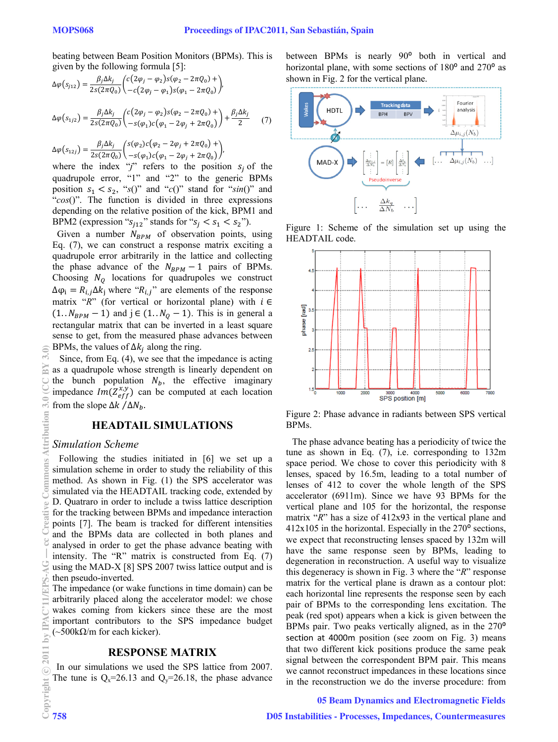beating between Beam Position Monitors (BPMs). This is given by the following formula [5]:

$$\Delta\varphi(s_{j12}) = \frac{\beta_j \Delta k_j}{2s(2\pi Q_0)} \begin{pmatrix} c(2\varphi_j - \varphi_2)s(\varphi_2 - 2\pi Q_0) + \\ -c(2\varphi_j - \varphi_1)s(\varphi_1 - 2\pi Q_0) \end{pmatrix},$$

$$\Delta\varphi(s_{1j2}) = \frac{\beta_j \Delta k_j}{2s(2\pi Q_0)} \begin{pmatrix} c(2\varphi_j - \varphi_2)s(\varphi_2 - 2\pi Q_0) + \\ -s(\varphi_1)c(\varphi_1 - 2\varphi_j + 2\pi Q_0) \end{pmatrix} + \frac{\beta_j \Delta k_j}{2} \quad (7)$$

$$\Delta\varphi(s_{12j}) = \frac{\beta_j \Delta k_j}{2s(2\pi Q_0)} \begin{pmatrix} s(\varphi_2)c(\varphi_2 - 2\varphi_j + 2\pi Q_0) + \\ -s(\varphi_1)c(\varphi_1 - 2\varphi_j + 2\pi Q_0) \end{pmatrix},$$

where the index "$j$" refers to the position $s_j$ of the quadrupole error, "1" and "2" to the generic BPMs position $s_1 < s_2$, "$s()$" and "$c()$" stand for "$sin()$" and "$cos()$". The function is divided in three expressions depending on the relative position of the kick, BPM1 and BPM2 (expression "$s_{j12}$" stands for "$s_j < s_1 < s_2$").

Given a number $N_{BPM}$ of observation points, using Eq. (7), we can construct a response matrix exciting a quadrupole error arbitrarily in the lattice and collecting the phase advance of the $N_{BPM} - 1$ pairs of BPMs. Choosing $N_Q$ locations for quadrupoles we construct $\Delta\varphi_i = R_{i,j}\Delta k_j$ where "$R_{i,j}$" are elements of the response matrix "$R$" (for vertical or horizontal plane) with $i \in (1..N_{BPM} - 1)$ and $j \in (1..N_Q - 1)$. This is in general a rectangular matrix that can be inverted in a least square sense to get, from the measured phase advances between BPMs, the values of $\Delta k_j$ along the ring.

Since, from Eq. (4), we see that the impedance is acting as a quadrupole whose strength is linearly dependent on the bunch population $N_b$, the effective imaginary impedance $Im(Z^{x,y}_{eff})$ can be computed at each location from the slope $\Delta k / \Delta N_b$.

## HEADTAIL SIMULATIONS

### *Simulation Scheme*

Following the studies initiated in [6] we set up a simulation scheme in order to study the reliability of this method. As shown in Fig. (1) the SPS accelerator was simulated via the HEADTAIL tracking code, extended by D. Quatraro in order to include a twiss lattice description for the tracking between BPMs and impedance interaction points [7]. The beam is tracked for different intensities and the BPMs data are collected in both planes and analysed in order to get the phase advance beating with intensity. The "R" matrix is constructed from Eq. (7) using the MAD-X [8] SPS 2007 twiss lattice output and is then pseudo-inverted.

The impedance (or wake functions in time domain) can be arbitrarily placed along the accelerator model: we chose wakes coming from kickers since these are the most important contributors to the SPS impedance budget (~500kΩ/m for each kicker).

## RESPONSE MATRIX

In our simulations we used the SPS lattice from 2007. The tune is $Q_x$=26.13 and $Q_y$=26.18, the phase advance between BPMs is nearly 90° both in vertical and horizontal plane, with some sections of 180° and 270° as shown in Fig. 2 for the vertical plane.

Figure 1: Scheme of the simulation set up using the HEADTAIL code.

Figure 2: Phase advance in radiants between SPS vertical BPMs.

The phase advance beating has a periodicity of twice the tune as shown in Eq. (7), i.e. corresponding to 132m space period. We chose to cover this periodicity with 8 lenses, spaced by 16.5m, leading to a total number of lenses of 412 to cover the whole length of the SPS accelerator (6911m). Since we have 93 BPMs for the vertical plane and 105 for the horizontal, the response matrix "$R$" has a size of 412x93 in the vertical plane and 412x105 in the horizontal. Especially in the 270° sections, we expect that reconstructing lenses spaced by 132m will have the same response seen by BPMs, leading to degeneration in reconstruction. A useful way to visualize this degeneracy is shown in Fig. 3 where the "$R$" response matrix for the vertical plane is drawn as a contour plot: each horizontal line represents the response seen by each pair of BPMs to the correspondent lens excitation. The peak (red spot) appears when a kick is given between the BPMs pair. Two peaks vertically aligned, as in the 270° section at 4000m position (see zoom on Fig. 3) means that two different kick positions produce the same peak signal between the correspondent BPM pair. This means we cannot reconstruct impedances in these locations since in the reconstruction we do the inverse procedure: from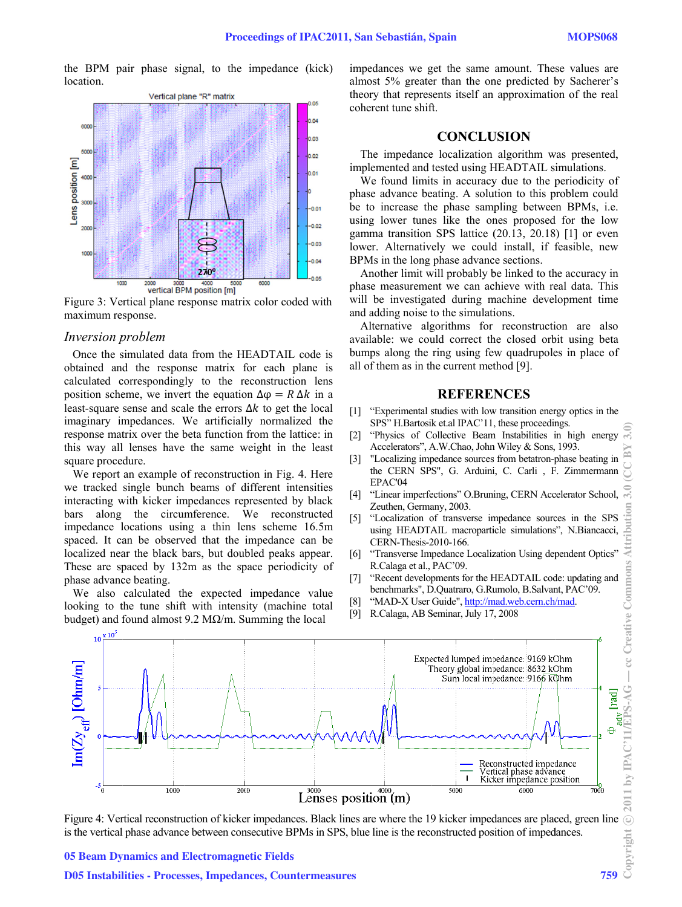the BPM pair phase signal, to the impedance (kick) location.

Vertical plane "R" matrix

Lens position [m]

vertical BPM position [m]

270°

Figure 3: Vertical plane response matrix color coded with maximum response.

### Inversion problem

Once the simulated data from the HEADTAIL code is obtained and the response matrix for each plane is calculated correspondingly to the reconstruction lens position scheme, we invert the equation $\Delta\varphi = R\,\Delta k$ in a least-square sense and scale the errors $\Delta k$ to get the local imaginary impedances. We artificially normalized the response matrix over the beta function from the lattice: in this way all lenses have the same weight in the least square procedure.

We report an example of reconstruction in Fig. 4. Here we tracked single bunch beams of different intensities interacting with kicker impedances represented by black bars along the circumference. We reconstructed impedance locations using a thin lens scheme 16.5m spaced. It can be observed that the impedance can be localized near the black bars, but doubled peaks appear. These are spaced by 132m as the space periodicity of phase advance beating.

We also calculated the expected impedance value looking to the tune shift with intensity (machine total budget) and found almost 9.2 MΩ/m. Summing the local impedances we get the same amount. These values are almost 5% greater than the one predicted by Sacherer's theory that represents itself an approximation of the real coherent tune shift.

## CONCLUSION

The impedance localization algorithm was presented, implemented and tested using HEADTAIL simulations.

We found limits in accuracy due to the periodicity of phase advance beating. A solution to this problem could be to increase the phase sampling between BPMs, i.e. using lower tunes like the ones proposed for the low gamma transition SPS lattice (20.13, 20.18) [1] or even lower. Alternatively we could install, if feasible, new BPMs in the long phase advance sections.

Another limit will probably be linked to the accuracy in phase measurement we can achieve with real data. This will be investigated during machine development time and adding noise to the simulations.

Alternative algorithms for reconstruction are also available: we could correct the closed orbit using beta bumps along the ring using few quadrupoles in place of all of them as in the current method [9].

## REFERENCES

[1] "Experimental studies with low transition energy optics in the SPS" H.Bartosik et.al IPAC'11, these proceedings.

[2] "Physics of Collective Beam Instabilities in high energy Accelerators", A.W.Chao, John Wiley & Sons, 1993.

[3] "Localizing impedance sources from betatron-phase beating in the CERN SPS", G. Arduini, C. Carli , F. Zimmermann EPAC'04

[4] "Linear imperfections" O.Bruning, CERN Accelerator School, Zeuthen, Germany, 2003.

[5] "Localization of transverse impedance sources in the SPS using HEADTAIL macroparticle simulations", N.Biancacci, CERN-Thesis-2010-166.

[6] "Transverse Impedance Localization Using dependent Optics" R.Calaga et al., PAC'09.

[7] "Recent developments for the HEADTAIL code: updating and benchmarks", D.Quatraro, G.Rumolo, B.Salvant, PAC'09.

[8] "MAD-X User Guide", http://mad.web.cern.ch/mad.

[9] R.Calaga, AB Seminar, July 17, 2008

Expected lumped impedance: 9169 kOhm
Theory global impedance: 8632 kOhm
Sum local impedance: 9166 kOhm

$\mathrm{Im}(Zy_{\mathrm{eff}})$ [Ohm/m]

$\Phi_{\mathrm{adv}}$ [rad]

Lenses position (m)

Reconstructed impedance
Vertical phase advance
Kicker impedance position

Figure 4: Vertical reconstruction of kicker impedances. Black lines are where the 19 kicker impedances are placed, green line is the vertical phase advance between consecutive BPMs in SPS, blue line is the reconstructed position of impedances.